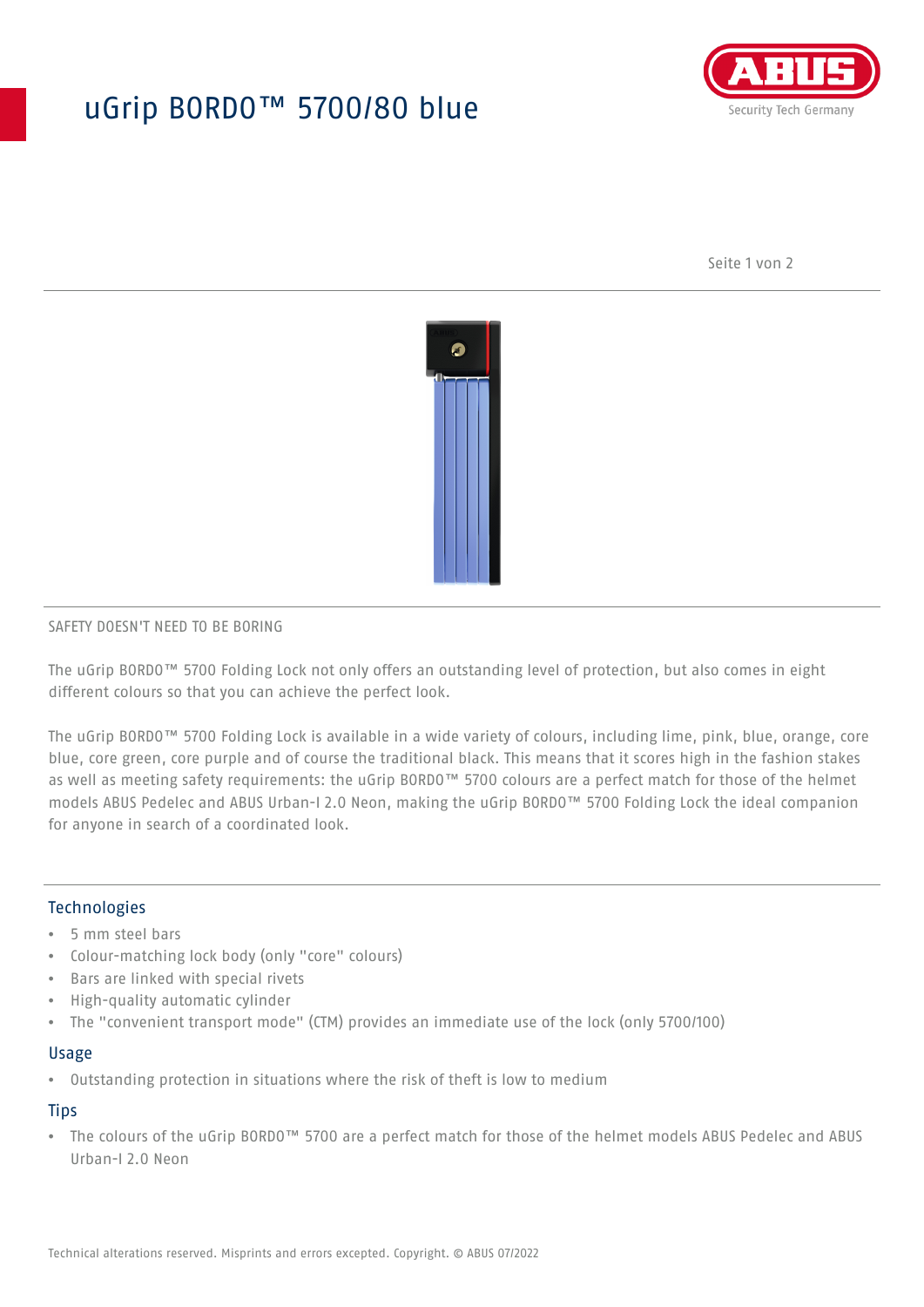# uGrip BORDO™ 5700/80 blue

SAFETY DOESN'T NEED TO BE BORING

The uGrip BORDO™ 5700 Folding Lock not only offers an outstanding level of protection, but also comes in eight different colours so that you can achieve the perfect look.

The uGrip BORDO™ 5700 Folding Lock is available in a wide variety of colours, including lime, pink, blue, orange, core blue, core green, core purple and of course the traditional black. This means that it scores high in the fashion stakes as well as meeting safety requirements: the uGrip BORDO™ 5700 colours are a perfect match for those of the helmet models ABUS Pedelec and ABUS Urban-I 2.0 Neon, making the uGrip BORDO™ 5700 Folding Lock the ideal companion for anyone in search of a coordinated look.

## Technologies

- 5 mm steel bars
- Colour-matching lock body (only "core" colours)
- Bars are linked with special rivets
- High-quality automatic cylinder
- The "convenient transport mode" (CTM) provides an immediate use of the lock (only 5700/100)

## Usage

- Outstanding protection in situations where the risk of theft is low to medium

## Tips

- The colours of the uGrip BORDO™ 5700 are a perfect match for those of the helmet models ABUS Pedelec and ABUS Urban-I 2.0 Neon

Technical alterations reserved. Misprints and errors excepted. Copyright. © ABUS 07/2022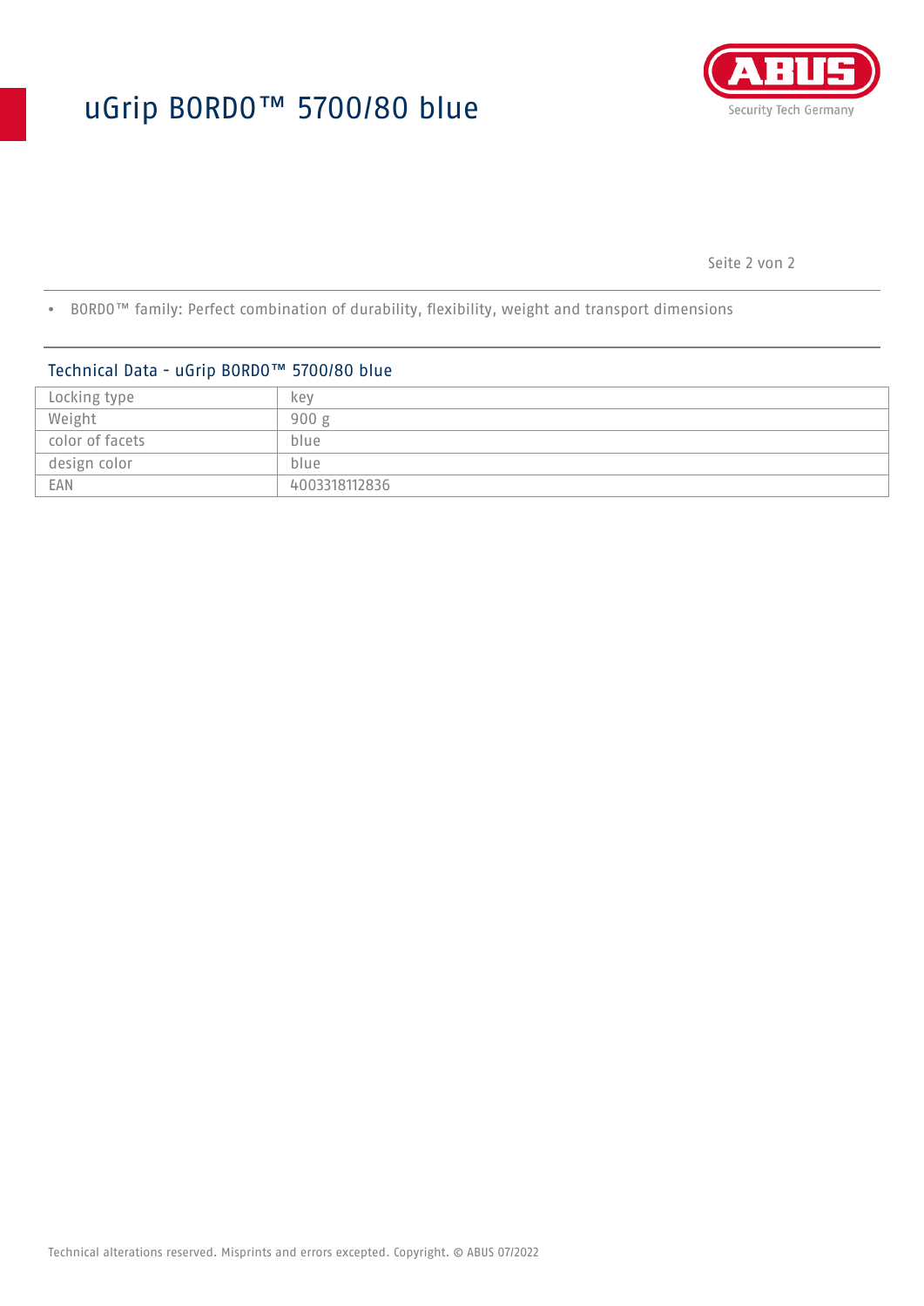- BORDO™ family: Perfect combination of durability, flexibility, weight and transport dimensions

## Technical Data - uGrip BORDO™ 5700/80 blue

| | |
|---|---|
| Locking type | key |
| Weight | 900 g |
| color of facets | blue |
| design color | blue |
| EAN | 4003318112836 |

Technical alterations reserved. Misprints and errors excepted. Copyright. © ABUS 07/2022